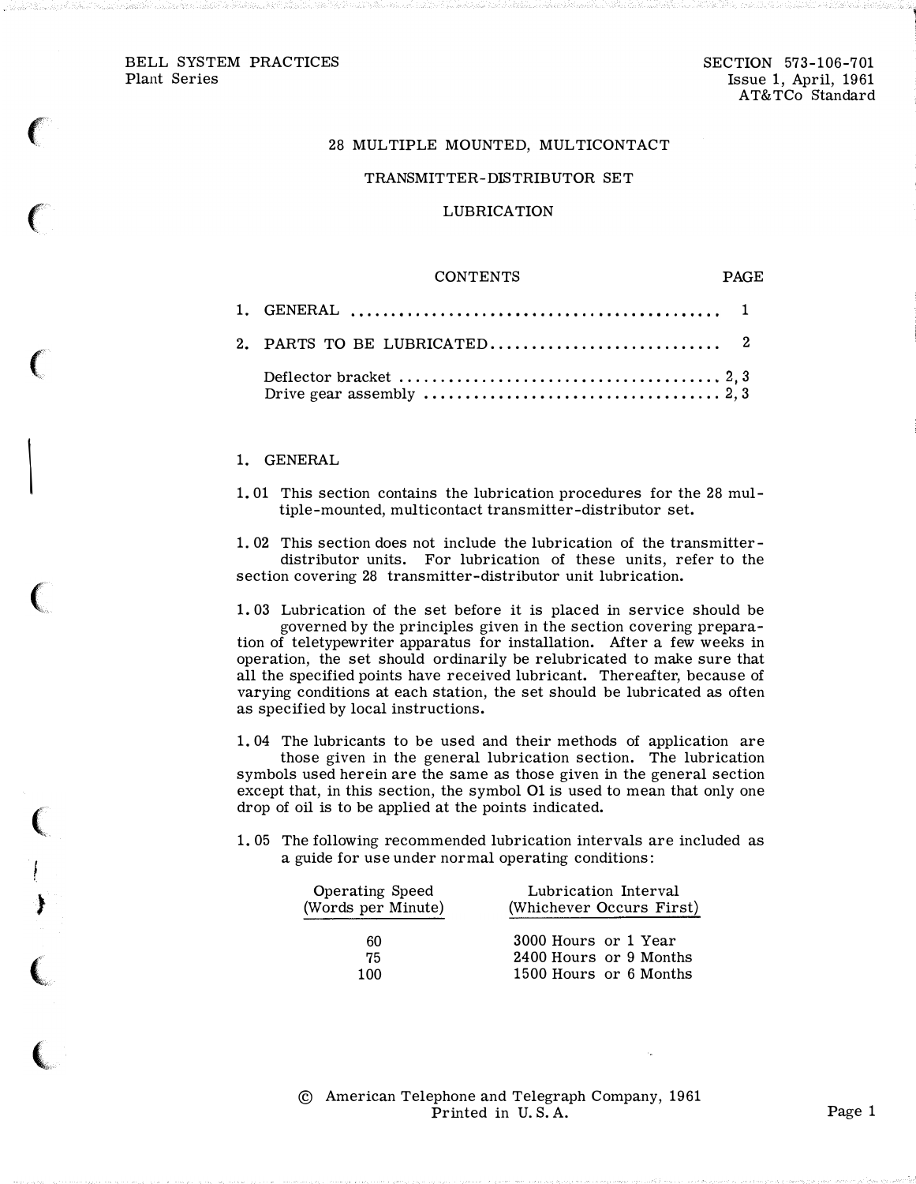BELL SYSTEM PRACTICES
Plant Series

SECTION 573-106-701
Issue 1, April, 1961
AT&TCo Standard

# 28 MULTIPLE MOUNTED, MULTICONTACT TRANSMITTER-DISTRIBUTOR SET

## LUBRICATION

| CONTENTS | PAGE |
|---|---|
| 1. GENERAL | 1 |
| 2. PARTS TO BE LUBRICATED | 2 |
| Deflector bracket | 2, 3 |
| Drive gear assembly | 2, 3 |

## 1. GENERAL

1.01 This section contains the lubrication procedures for the 28 multiple-mounted, multicontact transmitter-distributor set.

1.02 This section does not include the lubrication of the transmitter-distributor units. For lubrication of these units, refer to the section covering 28 transmitter-distributor unit lubrication.

1.03 Lubrication of the set before it is placed in service should be governed by the principles given in the section covering preparation of teletypewriter apparatus for installation. After a few weeks in operation, the set should ordinarily be relubricated to make sure that all the specified points have received lubricant. Thereafter, because of varying conditions at each station, the set should be lubricated as often as specified by local instructions.

1.04 The lubricants to be used and their methods of application are those given in the general lubrication section. The lubrication symbols used herein are the same as those given in the general section except that, in this section, the symbol **O1** is used to mean that only one drop of oil is to be applied at the points indicated.

1.05 The following recommended lubrication intervals are included as a guide for use under normal operating conditions:

| Operating Speed (Words per Minute) | Lubrication Interval (Whichever Occurs First) |
|---|---|
| 60 | 3000 Hours or 1 Year |
| 75 | 2400 Hours or 9 Months |
| 100 | 1500 Hours or 6 Months |

© American Telephone and Telegraph Company, 1961
Printed in U.S.A.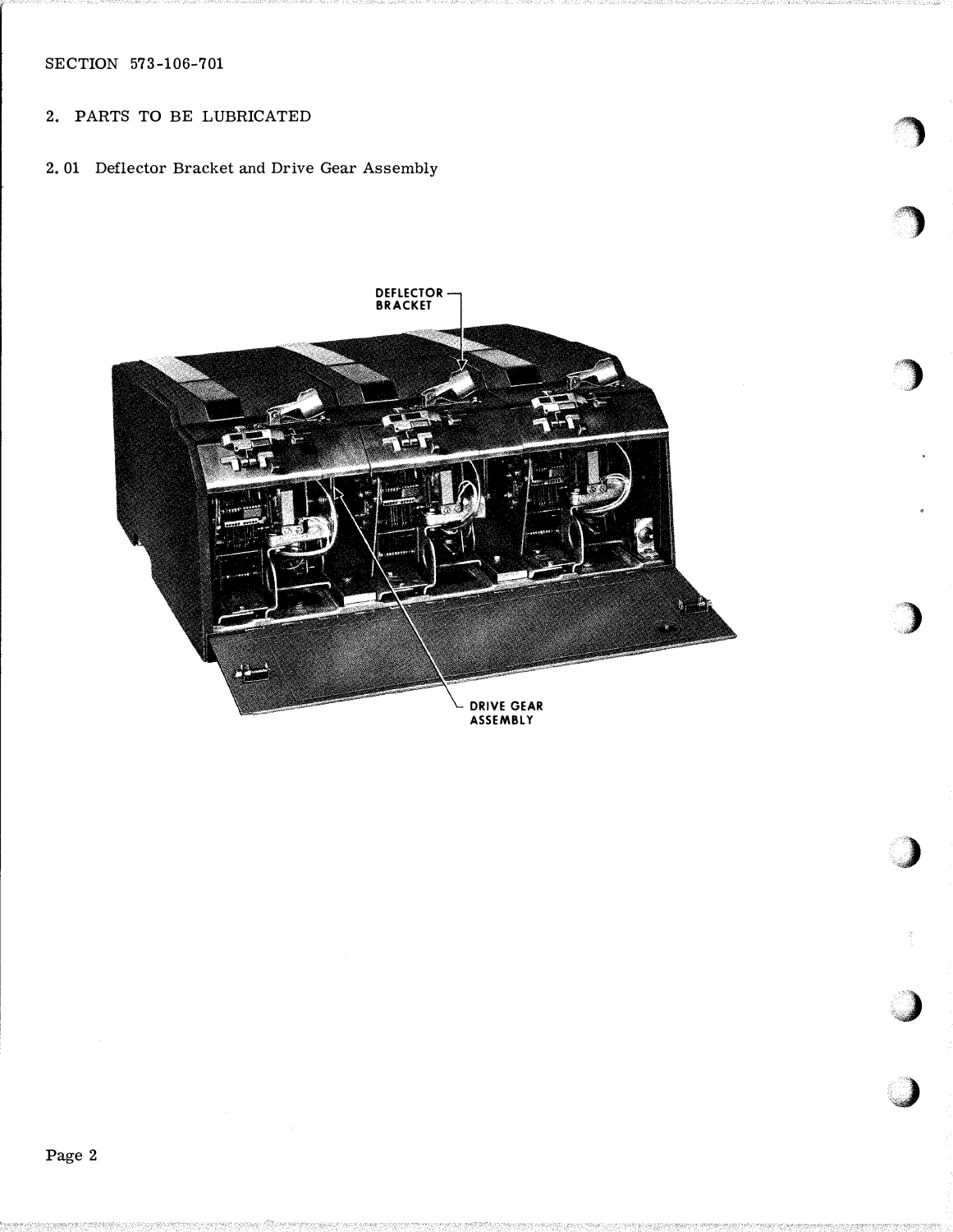## 2. PARTS TO BE LUBRICATED

### 2.01 Deflector Bracket and Drive Gear Assembly

DEFLECTOR BRACKET

DRIVE GEAR ASSEMBLY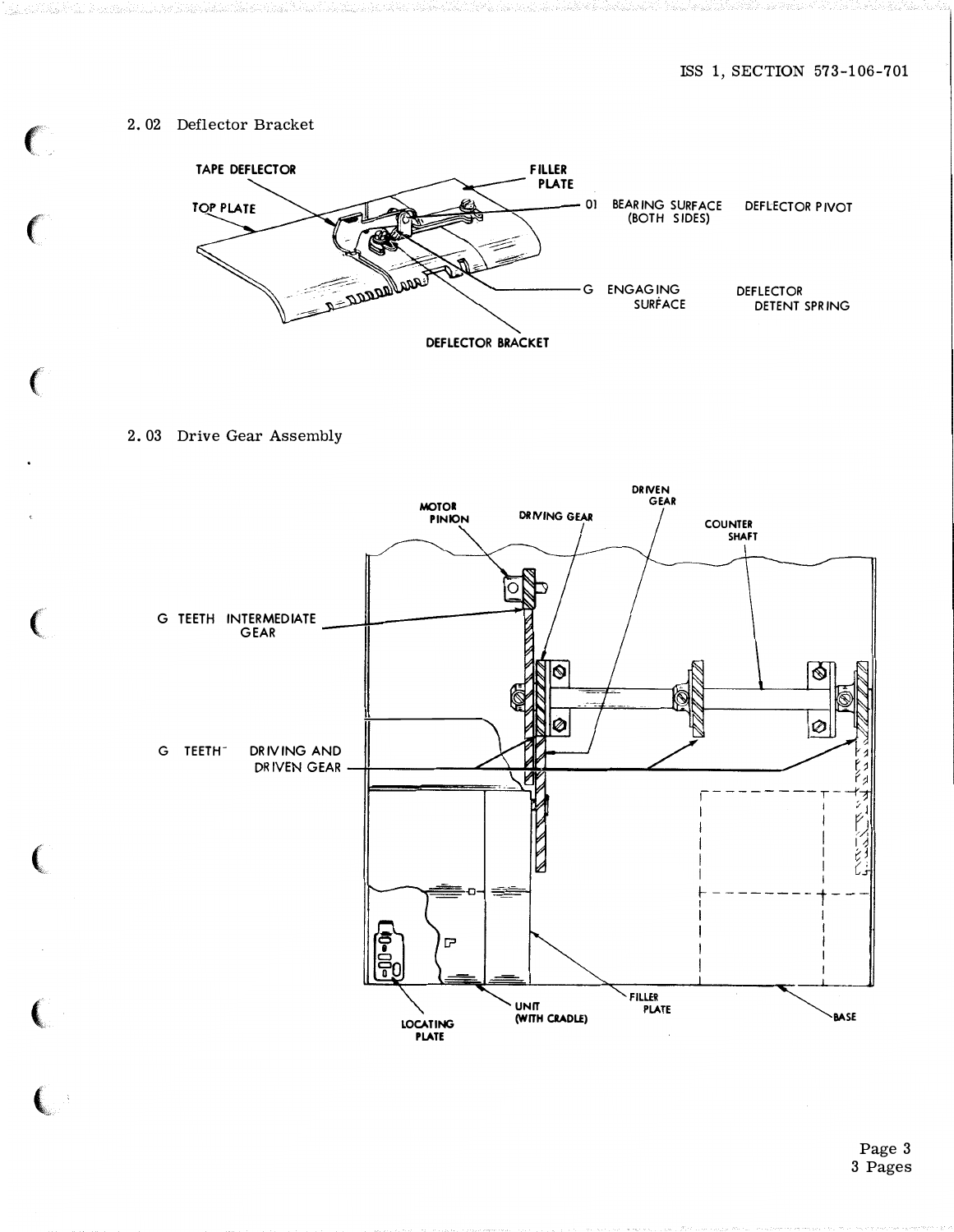2.02 Deflector Bracket

TAPE DEFLECTOR

TOP PLATE

FILLER PLATE

O1 BEARING SURFACE (BOTH SIDES) DEFLECTOR PIVOT

G ENGAGING SURFACE DEFLECTOR DETENT SPRING

DEFLECTOR BRACKET

2.03 Drive Gear Assembly

MOTOR PINION

DRIVING GEAR

DRIVEN GEAR

COUNTER SHAFT

G TEETH INTERMEDIATE GEAR

G TEETH DRIVING AND DRIVEN GEAR

LOCATING PLATE

UNIT (WITH CRADLE)

FILLER PLATE

BASE